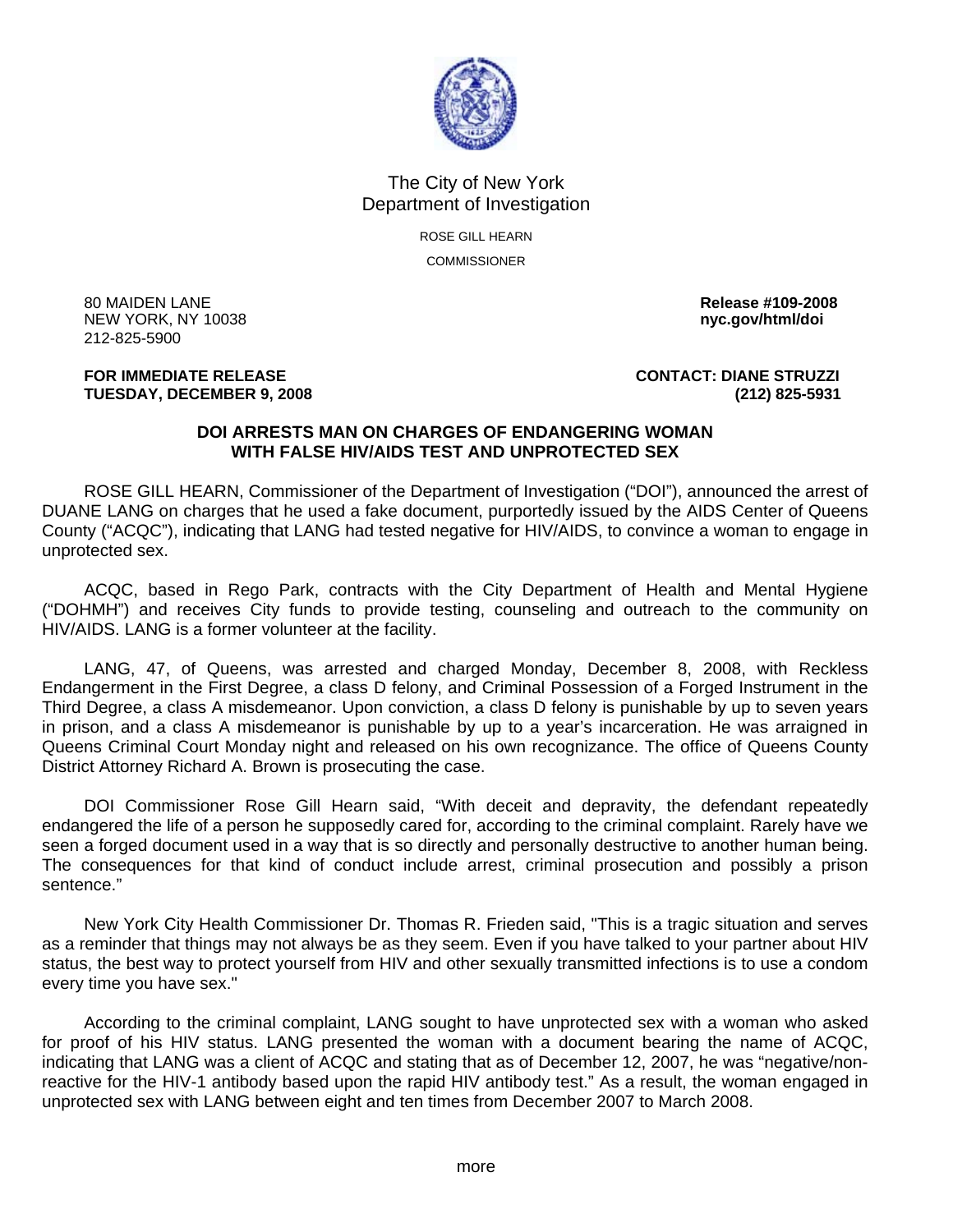The City of New York
Department of Investigation

ROSE GILL HEARN

COMMISSIONER

80 MAIDEN LANE
NEW YORK, NY 10038
212-825-5900

**Release #109-2008**
**nyc.gov/html/doi**

**FOR IMMEDIATE RELEASE**
**TUESDAY, DECEMBER 9, 2008**

**CONTACT: DIANE STRUZZI**
**(212) 825-5931**

## DOI ARRESTS MAN ON CHARGES OF ENDANGERING WOMAN WITH FALSE HIV/AIDS TEST AND UNPROTECTED SEX

ROSE GILL HEARN, Commissioner of the Department of Investigation ("DOI"), announced the arrest of DUANE LANG on charges that he used a fake document, purportedly issued by the AIDS Center of Queens County ("ACQC"), indicating that LANG had tested negative for HIV/AIDS, to convince a woman to engage in unprotected sex.

ACQC, based in Rego Park, contracts with the City Department of Health and Mental Hygiene ("DOHMH") and receives City funds to provide testing, counseling and outreach to the community on HIV/AIDS. LANG is a former volunteer at the facility.

LANG, 47, of Queens, was arrested and charged Monday, December 8, 2008, with Reckless Endangerment in the First Degree, a class D felony, and Criminal Possession of a Forged Instrument in the Third Degree, a class A misdemeanor. Upon conviction, a class D felony is punishable by up to seven years in prison, and a class A misdemeanor is punishable by up to a year's incarceration. He was arraigned in Queens Criminal Court Monday night and released on his own recognizance. The office of Queens County District Attorney Richard A. Brown is prosecuting the case.

DOI Commissioner Rose Gill Hearn said, "With deceit and depravity, the defendant repeatedly endangered the life of a person he supposedly cared for, according to the criminal complaint. Rarely have we seen a forged document used in a way that is so directly and personally destructive to another human being. The consequences for that kind of conduct include arrest, criminal prosecution and possibly a prison sentence."

New York City Health Commissioner Dr. Thomas R. Frieden said, "This is a tragic situation and serves as a reminder that things may not always be as they seem. Even if you have talked to your partner about HIV status, the best way to protect yourself from HIV and other sexually transmitted infections is to use a condom every time you have sex."

According to the criminal complaint, LANG sought to have unprotected sex with a woman who asked for proof of his HIV status. LANG presented the woman with a document bearing the name of ACQC, indicating that LANG was a client of ACQC and stating that as of December 12, 2007, he was "negative/non-reactive for the HIV-1 antibody based upon the rapid HIV antibody test." As a result, the woman engaged in unprotected sex with LANG between eight and ten times from December 2007 to March 2008.

more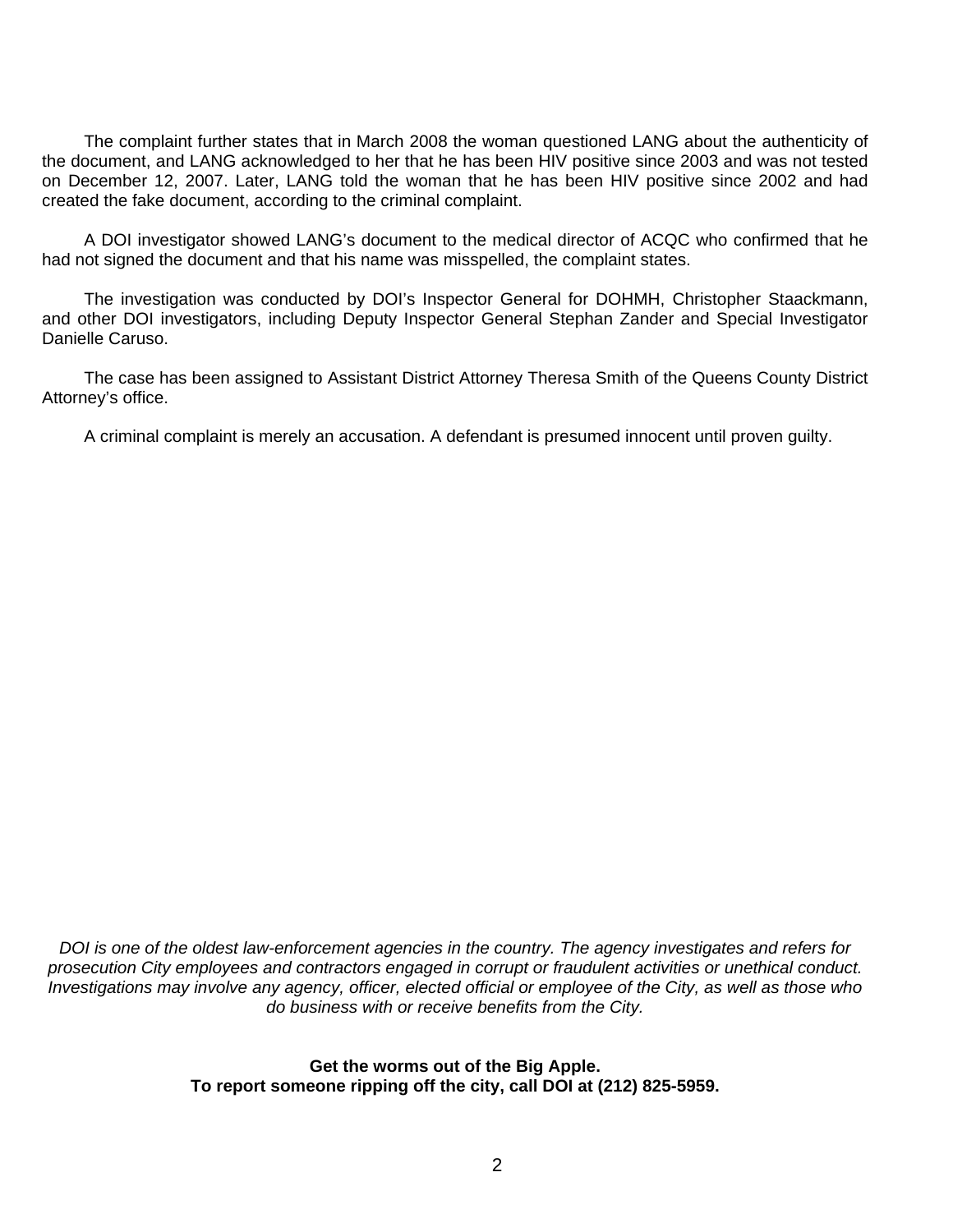The complaint further states that in March 2008 the woman questioned LANG about the authenticity of the document, and LANG acknowledged to her that he has been HIV positive since 2003 and was not tested on December 12, 2007. Later, LANG told the woman that he has been HIV positive since 2002 and had created the fake document, according to the criminal complaint.

A DOI investigator showed LANG's document to the medical director of ACQC who confirmed that he had not signed the document and that his name was misspelled, the complaint states.

The investigation was conducted by DOI's Inspector General for DOHMH, Christopher Staackmann, and other DOI investigators, including Deputy Inspector General Stephan Zander and Special Investigator Danielle Caruso.

The case has been assigned to Assistant District Attorney Theresa Smith of the Queens County District Attorney's office.

A criminal complaint is merely an accusation. A defendant is presumed innocent until proven guilty.

*DOI is one of the oldest law-enforcement agencies in the country. The agency investigates and refers for prosecution City employees and contractors engaged in corrupt or fraudulent activities or unethical conduct. Investigations may involve any agency, officer, elected official or employee of the City, as well as those who do business with or receive benefits from the City.*

**Get the worms out of the Big Apple.**
**To report someone ripping off the city, call DOI at (212) 825-5959.**